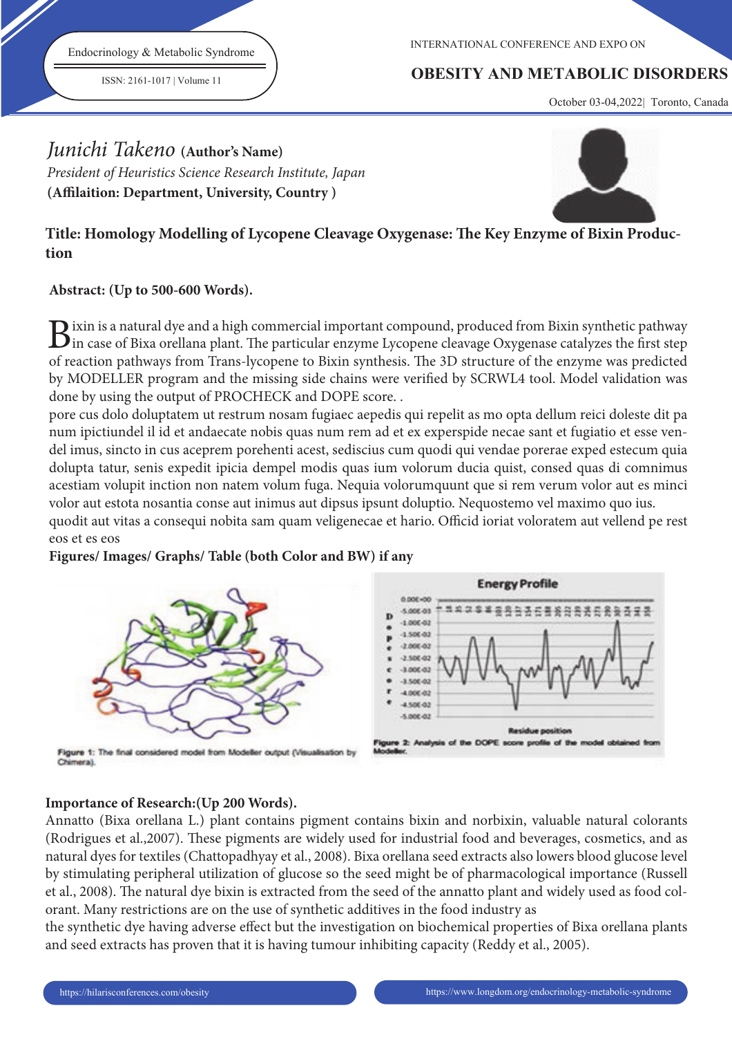Junichi Takeno **(Author's Name)**

*President of Heuristics Science Research Institute, Japan*

**(Affilaition: Department, University, Country )**

## Title: Homology Modelling of Lycopene Cleavage Oxygenase: The Key Enzyme of Bixin Production

**Abstract: (Up to 500-600 Words).**

Bixin is a natural dye and a high commercial important compound, produced from Bixin synthetic pathway in case of Bixa orellana plant. The particular enzyme Lycopene cleavage Oxygenase catalyzes the first step of reaction pathways from Trans-lycopene to Bixin synthesis. The 3D structure of the enzyme was predicted by MODELLER program and the missing side chains were verified by SCRWL4 tool. Model validation was done by using the output of PROCHECK and DOPE score. .

pore cus dolo doluptatem ut restrum nosam fugiaec aepedis qui repelit as mo opta dellum reici doleste dit pa num ipictiundel il id et andaecate nobis quas num rem ad et ex experspide necae sant et fugiatio et esse vendel imus, sincto in cus aceprem porehenti acest, sediscius cum quodi qui vendae porerae exped estecum quia dolupta tatur, senis expedit ipicia dempel modis quas ium volorum ducia quist, consed quas di comnimus acestiam volupit inction non natem volum fuga. Nequia volorumquunt que si rem verum volor aut es minci volor aut estota nosantia conse aut inimus aut dipsus ipsunt doluptio. Nequostemo vel maximo quo ius.

quodit aut vitas a consequi nobita sam quam veligenecae et hario. Officid ioriat voloratem aut vellend pe rest eos et es eos

**Figures/ Images/ Graphs/ Table (both Color and BW) if any**

**Figure 1:** The final considered model from Modeller output (Visualisation by Chimera).

**Figure 2:** Analysis of the DOPE score profile of the model obtained from Modeller.

**Importance of Research:(Up 200 Words).**

Annatto (Bixa orellana L.) plant contains pigment contains bixin and norbixin, valuable natural colorants (Rodrigues et al.,2007). These pigments are widely used for industrial food and beverages, cosmetics, and as natural dyes for textiles (Chattopadhyay et al., 2008). Bixa orellana seed extracts also lowers blood glucose level by stimulating peripheral utilization of glucose so the seed might be of pharmacological importance (Russell et al., 2008). The natural dye bixin is extracted from the seed of the annatto plant and widely used as food colorant. Many restrictions are on the use of synthetic additives in the food industry as the synthetic dye having adverse effect but the investigation on biochemical properties of Bixa orellana plants and seed extracts has proven that it is having tumour inhibiting capacity (Reddy et al., 2005).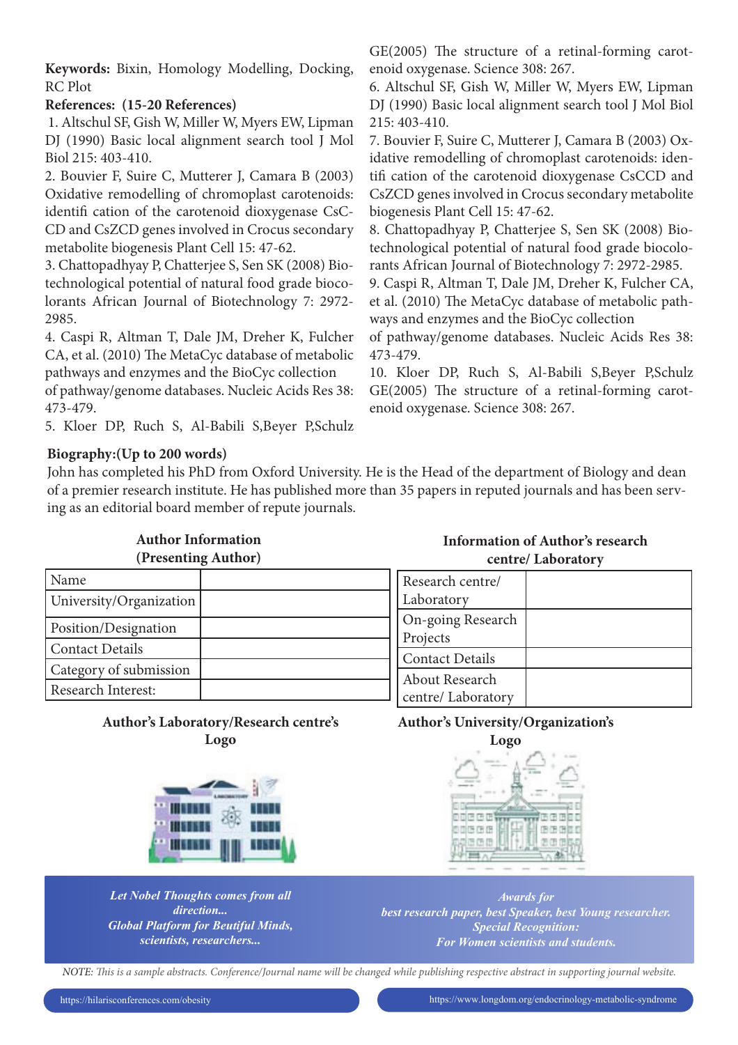**Keywords:** Bixin, Homology Modelling, Docking, RC Plot

**References: (15-20 References)**

1. Altschul SF, Gish W, Miller W, Myers EW, Lipman DJ (1990) Basic local alignment search tool J Mol Biol 215: 403-410.
2. Bouvier F, Suire C, Mutterer J, Camara B (2003) Oxidative remodelling of chromoplast carotenoids: identifi cation of the carotenoid dioxygenase CsCCD and CsZCD genes involved in Crocus secondary metabolite biogenesis Plant Cell 15: 47-62.
3. Chattopadhyay P, Chatterjee S, Sen SK (2008) Biotechnological potential of natural food grade biocolorants African Journal of Biotechnology 7: 2972-2985.
4. Caspi R, Altman T, Dale JM, Dreher K, Fulcher CA, et al. (2010) The MetaCyc database of metabolic pathways and enzymes and the BioCyc collection of pathway/genome databases. Nucleic Acids Res 38: 473-479.
5. Kloer DP, Ruch S, Al-Babili S,Beyer P,Schulz GE(2005) The structure of a retinal-forming carotenoid oxygenase. Science 308: 267.
6. Altschul SF, Gish W, Miller W, Myers EW, Lipman DJ (1990) Basic local alignment search tool J Mol Biol 215: 403-410.
7. Bouvier F, Suire C, Mutterer J, Camara B (2003) Oxidative remodelling of chromoplast carotenoids: identifi cation of the carotenoid dioxygenase CsCCD and CsZCD genes involved in Crocus secondary metabolite biogenesis Plant Cell 15: 47-62.
8. Chattopadhyay P, Chatterjee S, Sen SK (2008) Biotechnological potential of natural food grade biocolorants African Journal of Biotechnology 7: 2972-2985.
9. Caspi R, Altman T, Dale JM, Dreher K, Fulcher CA, et al. (2010) The MetaCyc database of metabolic pathways and enzymes and the BioCyc collection of pathway/genome databases. Nucleic Acids Res 38: 473-479.
10. Kloer DP, Ruch S, Al-Babili S,Beyer P,Schulz GE(2005) The structure of a retinal-forming carotenoid oxygenase. Science 308: 267.

**Biography:(Up to 200 words)**

John has completed his PhD from Oxford University. He is the Head of the department of Biology and dean of a premier research institute. He has published more than 35 papers in reputed journals and has been serving as an editorial board member of repute journals.

**Author Information (Presenting Author)**

| | |
|---|---|
| Name | |
| University/Organization | |
| Position/Designation | |
| Contact Details | |
| Category of submission | |
| Research Interest: | |

**Information of Author's research centre/ Laboratory**

| | |
|---|---|
| Research centre/ Laboratory | |
| On-going Research Projects | |
| Contact Details | |
| About Research centre/ Laboratory | |

**Author's Laboratory/Research centre's Logo**

**Author's University/Organization's Logo**

*Let Nobel Thoughts comes from all direction...*
*Global Platform for Beutiful Minds, scientists, researchers...*

*Awards for*
*best research paper, best Speaker, best Young researcher.*
*Special Recognition:*
*For Women scientists and students.*

*NOTE: This is a sample abstracts. Conference/Journal name will be changed while publishing respective abstract in supporting journal website.*

https://hilarisconferences.com/obesity

https://www.longdom.org/endocrinology-metabolic-syndrome